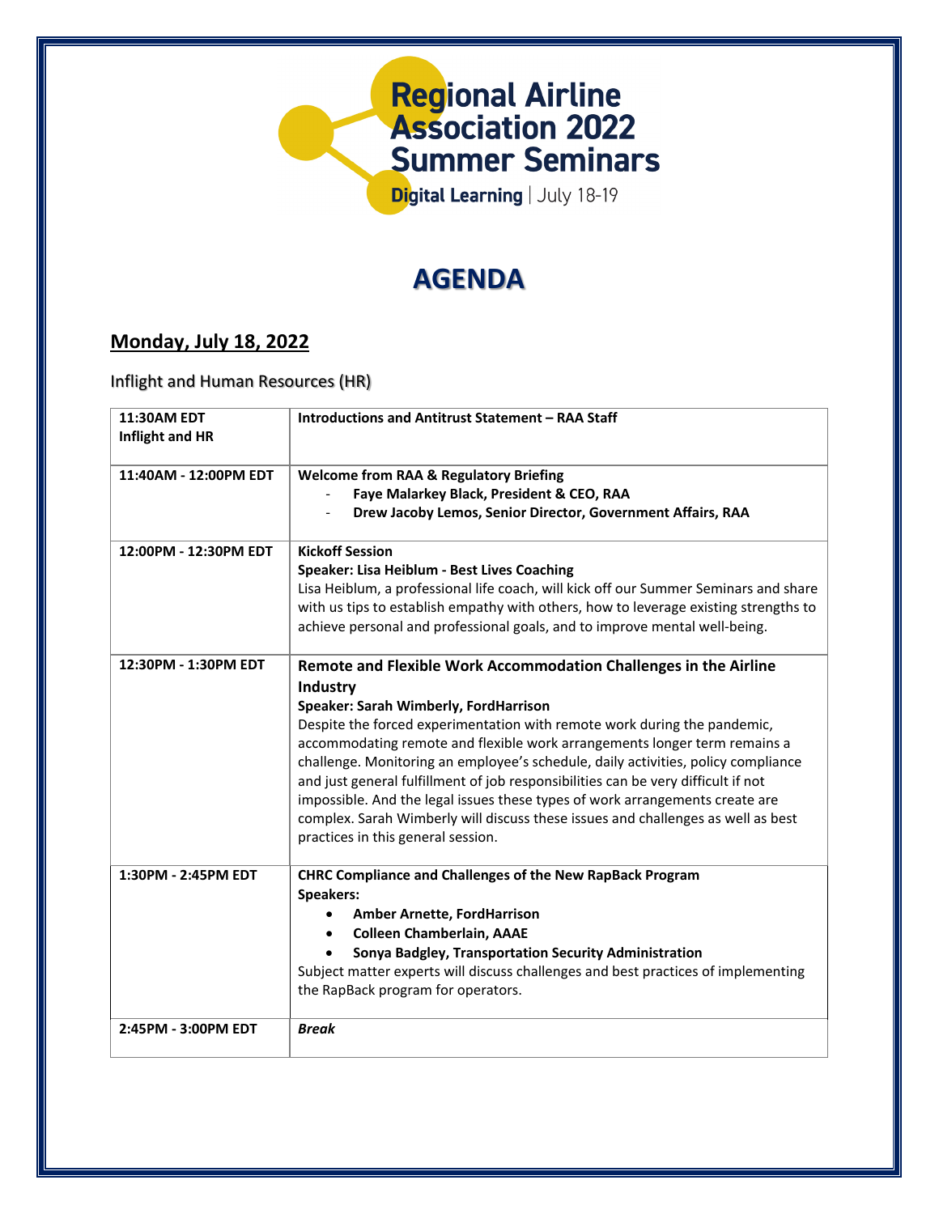# Regional Airline Association 2022 Summer Seminars

**Digital Learning** | July 18-19

## AGENDA

### Monday, July 18, 2022

Inflight and Human Resources (HR)

| | |
|---|---|
| **11:30AM EDT**<br>**Inflight and HR** | **Introductions and Antitrust Statement – RAA Staff** |
| **11:40AM - 12:00PM EDT** | **Welcome from RAA & Regulatory Briefing**<br>- **Faye Malarkey Black, President & CEO, RAA**<br>- **Drew Jacoby Lemos, Senior Director, Government Affairs, RAA** |
| **12:00PM - 12:30PM EDT** | **Kickoff Session**<br>**Speaker: Lisa Heiblum - Best Lives Coaching**<br>Lisa Heiblum, a professional life coach, will kick off our Summer Seminars and share with us tips to establish empathy with others, how to leverage existing strengths to achieve personal and professional goals, and to improve mental well-being. |
| **12:30PM - 1:30PM EDT** | **Remote and Flexible Work Accommodation Challenges in the Airline Industry**<br>**Speaker: Sarah Wimberly, FordHarrison**<br>Despite the forced experimentation with remote work during the pandemic, accommodating remote and flexible work arrangements longer term remains a challenge. Monitoring an employee's schedule, daily activities, policy compliance and just general fulfillment of job responsibilities can be very difficult if not impossible. And the legal issues these types of work arrangements create are complex. Sarah Wimberly will discuss these issues and challenges as well as best practices in this general session. |
| **1:30PM - 2:45PM EDT** | **CHRC Compliance and Challenges of the New RapBack Program**<br>**Speakers:**<br>• **Amber Arnette, FordHarrison**<br>• **Colleen Chamberlain, AAAE**<br>• **Sonya Badgley, Transportation Security Administration**<br>Subject matter experts will discuss challenges and best practices of implementing the RapBack program for operators. |
| **2:45PM - 3:00PM EDT** | ***Break*** |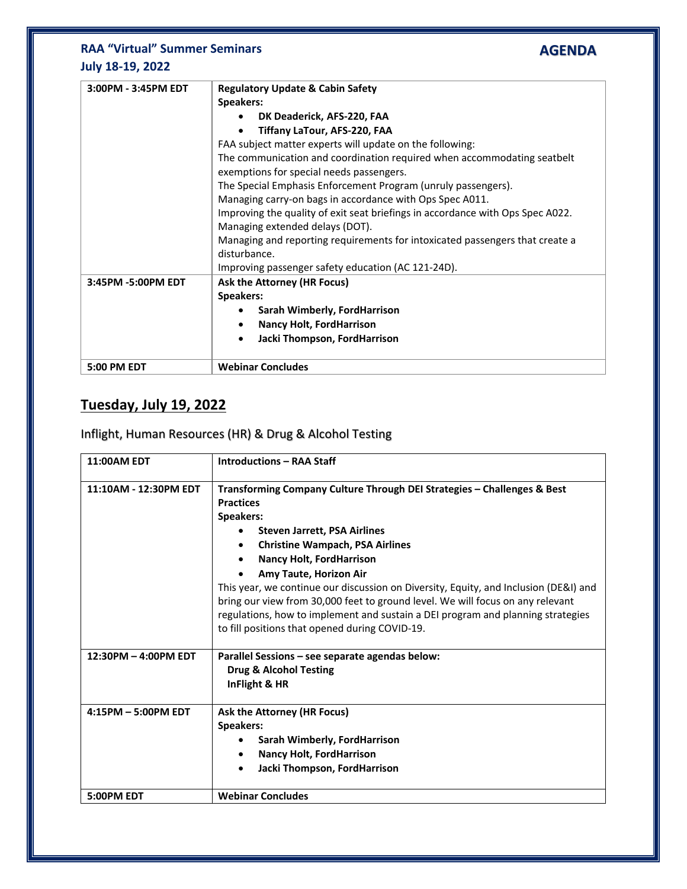**RAA "Virtual" Summer Seminars**
**July 18-19, 2022**

**AGENDA**

| | |
|---|---|
| **3:00PM - 3:45PM EDT** | **Regulatory Update & Cabin Safety**<br>**Speakers:**<br>• **DK Deaderick, AFS-220, FAA**<br>• **Tiffany LaTour, AFS-220, FAA**<br>FAA subject matter experts will update on the following:<br>The communication and coordination required when accommodating seatbelt exemptions for special needs passengers.<br>The Special Emphasis Enforcement Program (unruly passengers).<br>Managing carry-on bags in accordance with Ops Spec A011.<br>Improving the quality of exit seat briefings in accordance with Ops Spec A022.<br>Managing extended delays (DOT).<br>Managing and reporting requirements for intoxicated passengers that create a disturbance.<br>Improving passenger safety education (AC 121-24D). |
| **3:45PM -5:00PM EDT** | **Ask the Attorney (HR Focus)**<br>**Speakers:**<br>• **Sarah Wimberly, FordHarrison**<br>• **Nancy Holt, FordHarrison**<br>• **Jacki Thompson, FordHarrison** |
| **5:00 PM EDT** | **Webinar Concludes** |

## Tuesday, July 19, 2022

### Inflight, Human Resources (HR) & Drug & Alcohol Testing

| | |
|---|---|
| **11:00AM EDT** | **Introductions – RAA Staff** |
| **11:10AM - 12:30PM EDT** | **Transforming Company Culture Through DEI Strategies – Challenges & Best Practices**<br>**Speakers:**<br>• **Steven Jarrett, PSA Airlines**<br>• **Christine Wampach, PSA Airlines**<br>• **Nancy Holt, FordHarrison**<br>• **Amy Taute, Horizon Air**<br>This year, we continue our discussion on Diversity, Equity, and Inclusion (DE&I) and bring our view from 30,000 feet to ground level. We will focus on any relevant regulations, how to implement and sustain a DEI program and planning strategies to fill positions that opened during COVID-19. |
| **12:30PM – 4:00PM EDT** | **Parallel Sessions – see separate agendas below:**<br>**Drug & Alcohol Testing**<br>**InFlight & HR** |
| **4:15PM – 5:00PM EDT** | **Ask the Attorney (HR Focus)**<br>**Speakers:**<br>• **Sarah Wimberly, FordHarrison**<br>• **Nancy Holt, FordHarrison**<br>• **Jacki Thompson, FordHarrison** |
| **5:00PM EDT** | **Webinar Concludes** |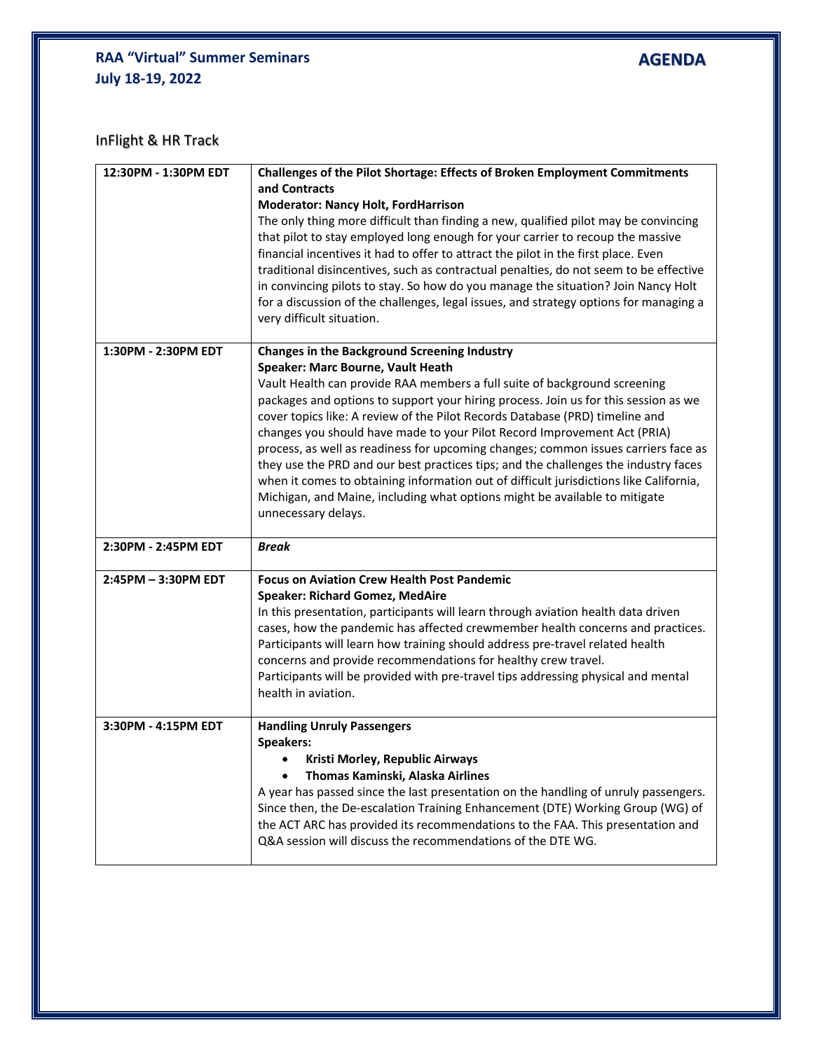**RAA "Virtual" Summer Seminars**
**July 18-19, 2022**

**AGENDA**

## InFlight & HR Track

| | |
|---|---|
| **12:30PM - 1:30PM EDT** | **Challenges of the Pilot Shortage: Effects of Broken Employment Commitments and Contracts**<br>**Moderator: Nancy Holt, FordHarrison**<br>The only thing more difficult than finding a new, qualified pilot may be convincing that pilot to stay employed long enough for your carrier to recoup the massive financial incentives it had to offer to attract the pilot in the first place. Even traditional disincentives, such as contractual penalties, do not seem to be effective in convincing pilots to stay. So how do you manage the situation? Join Nancy Holt for a discussion of the challenges, legal issues, and strategy options for managing a very difficult situation. |
| **1:30PM - 2:30PM EDT** | **Changes in the Background Screening Industry**<br>**Speaker: Marc Bourne, Vault Heath**<br>Vault Health can provide RAA members a full suite of background screening packages and options to support your hiring process. Join us for this session as we cover topics like: A review of the Pilot Records Database (PRD) timeline and changes you should have made to your Pilot Record Improvement Act (PRIA) process, as well as readiness for upcoming changes; common issues carriers face as they use the PRD and our best practices tips; and the challenges the industry faces when it comes to obtaining information out of difficult jurisdictions like California, Michigan, and Maine, including what options might be available to mitigate unnecessary delays. |
| **2:30PM - 2:45PM EDT** | ***Break*** |
| **2:45PM – 3:30PM EDT** | **Focus on Aviation Crew Health Post Pandemic**<br>**Speaker: Richard Gomez, MedAire**<br>In this presentation, participants will learn through aviation health data driven cases, how the pandemic has affected crewmember health concerns and practices. Participants will learn how training should address pre-travel related health concerns and provide recommendations for healthy crew travel.<br>Participants will be provided with pre-travel tips addressing physical and mental health in aviation. |
| **3:30PM - 4:15PM EDT** | **Handling Unruly Passengers**<br>**Speakers:**<br>• **Kristi Morley, Republic Airways**<br>• **Thomas Kaminski, Alaska Airlines**<br>A year has passed since the last presentation on the handling of unruly passengers. Since then, the De-escalation Training Enhancement (DTE) Working Group (WG) of the ACT ARC has provided its recommendations to the FAA. This presentation and Q&A session will discuss the recommendations of the DTE WG. |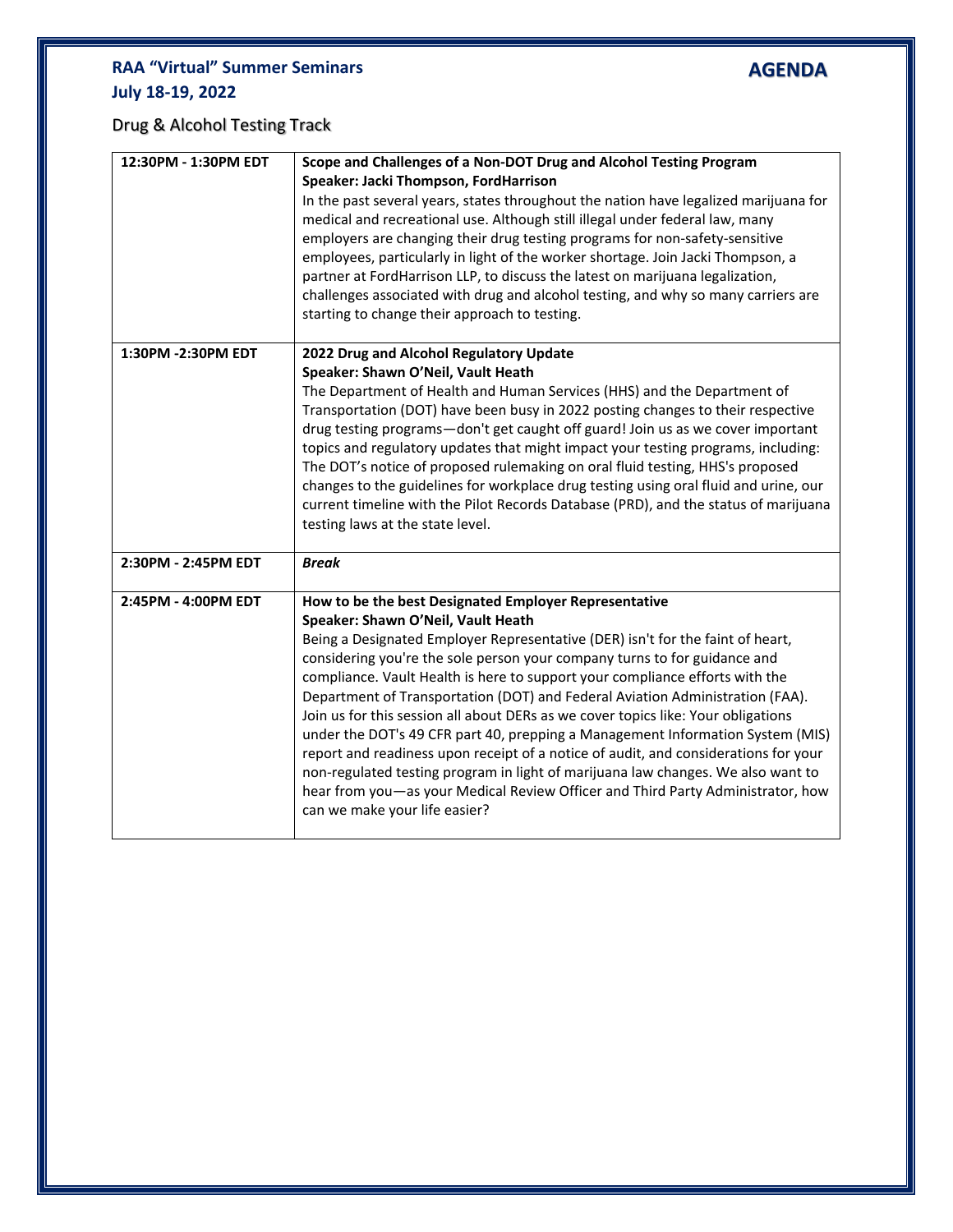**RAA "Virtual" Summer Seminars**
**July 18-19, 2022**

**AGENDA**

## Drug & Alcohol Testing Track

| | |
|---|---|
| **12:30PM - 1:30PM EDT** | **Scope and Challenges of a Non-DOT Drug and Alcohol Testing Program**<br>**Speaker: Jacki Thompson, FordHarrison**<br>In the past several years, states throughout the nation have legalized marijuana for medical and recreational use. Although still illegal under federal law, many employers are changing their drug testing programs for non-safety-sensitive employees, particularly in light of the worker shortage. Join Jacki Thompson, a partner at FordHarrison LLP, to discuss the latest on marijuana legalization, challenges associated with drug and alcohol testing, and why so many carriers are starting to change their approach to testing. |
| **1:30PM -2:30PM EDT** | **2022 Drug and Alcohol Regulatory Update**<br>**Speaker: Shawn O'Neil, Vault Heath**<br>The Department of Health and Human Services (HHS) and the Department of Transportation (DOT) have been busy in 2022 posting changes to their respective drug testing programs—don't get caught off guard! Join us as we cover important topics and regulatory updates that might impact your testing programs, including: The DOT's notice of proposed rulemaking on oral fluid testing, HHS's proposed changes to the guidelines for workplace drug testing using oral fluid and urine, our current timeline with the Pilot Records Database (PRD), and the status of marijuana testing laws at the state level. |
| **2:30PM - 2:45PM EDT** | ***Break*** |
| **2:45PM - 4:00PM EDT** | **How to be the best Designated Employer Representative**<br>**Speaker: Shawn O'Neil, Vault Heath**<br>Being a Designated Employer Representative (DER) isn't for the faint of heart, considering you're the sole person your company turns to for guidance and compliance. Vault Health is here to support your compliance efforts with the Department of Transportation (DOT) and Federal Aviation Administration (FAA). Join us for this session all about DERs as we cover topics like: Your obligations under the DOT's 49 CFR part 40, prepping a Management Information System (MIS) report and readiness upon receipt of a notice of audit, and considerations for your non-regulated testing program in light of marijuana law changes. We also want to hear from you—as your Medical Review Officer and Third Party Administrator, how can we make your life easier? |